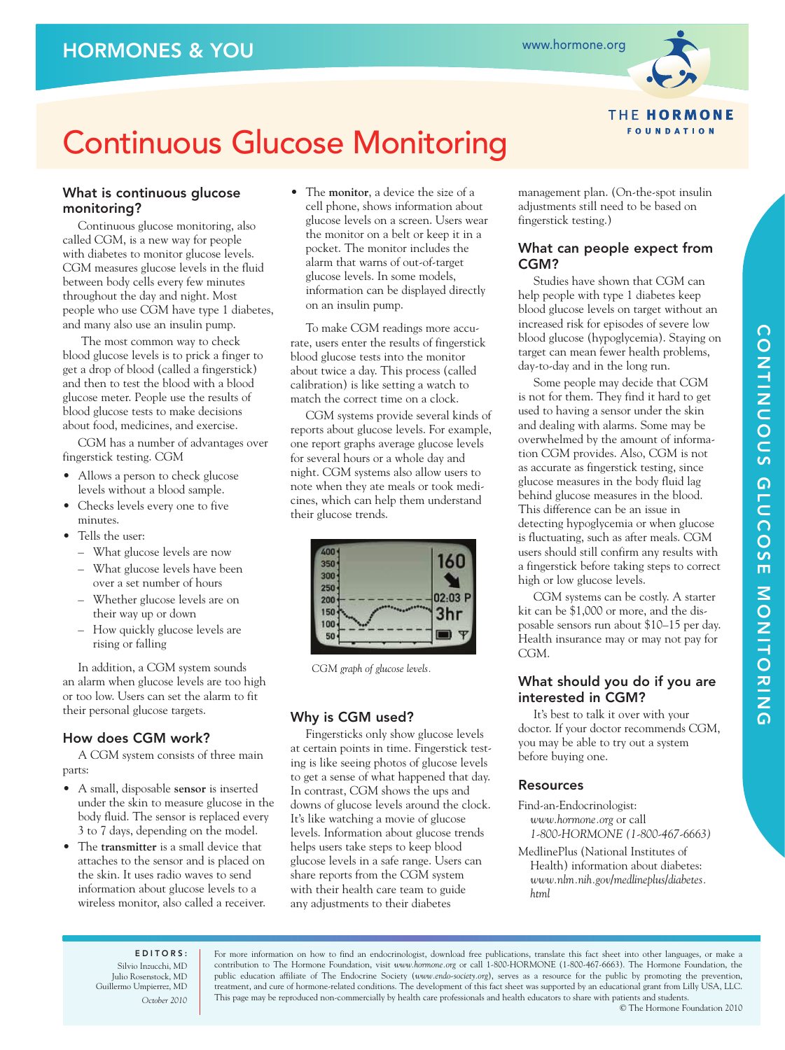# Continuous Glucose Monitoring

## What is continuous glucose monitoring?

Continuous glucose monitoring, also called CGM, is a new way for people with diabetes to monitor glucose levels. CGM measures glucose levels in the fluid between body cells every few minutes throughout the day and night. Most people who use CGM have type 1 diabetes, and many also use an insulin pump.

The most common way to check blood glucose levels is to prick a finger to get a drop of blood (called a fingerstick) and then to test the blood with a blood glucose meter. People use the results of blood glucose tests to make decisions about food, medicines, and exercise.

CGM has a number of advantages over fingerstick testing. CGM

- Allows a person to check glucose levels without a blood sample.
- Checks levels every one to five minutes.
- Tells the user:
  - What glucose levels are now
  - What glucose levels have been over a set number of hours
  - Whether glucose levels are on their way up or down
  - How quickly glucose levels are rising or falling

In addition, a CGM system sounds an alarm when glucose levels are too high or too low. Users can set the alarm to fit their personal glucose targets.

## How does CGM work?

A CGM system consists of three main parts:

- A small, disposable **sensor** is inserted under the skin to measure glucose in the body fluid. The sensor is replaced every 3 to 7 days, depending on the model.
- The **transmitter** is a small device that attaches to the sensor and is placed on the skin. It uses radio waves to send information about glucose levels to a wireless monitor, also called a receiver.
- The **monitor**, a device the size of a cell phone, shows information about glucose levels on a screen. Users wear the monitor on a belt or keep it in a pocket. The monitor includes the alarm that warns of out-of-target glucose levels. In some models, information can be displayed directly on an insulin pump.

To make CGM readings more accurate, users enter the results of fingerstick blood glucose tests into the monitor about twice a day. This process (called calibration) is like setting a watch to match the correct time on a clock.

CGM systems provide several kinds of reports about glucose levels. For example, one report graphs average glucose levels for several hours or a whole day and night. CGM systems also allow users to note when they ate meals or took medicines, which can help them understand their glucose trends.

*CGM graph of glucose levels.*

## Why is CGM used?

Fingersticks only show glucose levels at certain points in time. Fingerstick testing is like seeing photos of glucose levels to get a sense of what happened that day. In contrast, CGM shows the ups and downs of glucose levels around the clock. It's like watching a movie of glucose levels. Information about glucose trends helps users take steps to keep blood glucose levels in a safe range. Users can share reports from the CGM system with their health care team to guide any adjustments to their diabetes management plan. (On-the-spot insulin adjustments still need to be based on fingerstick testing.)

## What can people expect from CGM?

Studies have shown that CGM can help people with type 1 diabetes keep blood glucose levels on target without an increased risk for episodes of severe low blood glucose (hypoglycemia). Staying on target can mean fewer health problems, day-to-day and in the long run.

Some people may decide that CGM is not for them. They find it hard to get used to having a sensor under the skin and dealing with alarms. Some may be overwhelmed by the amount of information CGM provides. Also, CGM is not as accurate as fingerstick testing, since glucose measures in the body fluid lag behind glucose measures in the blood. This difference can be an issue in detecting hypoglycemia or when glucose is fluctuating, such as after meals. CGM users should still confirm any results with a fingerstick before taking steps to correct high or low glucose levels.

CGM systems can be costly. A starter kit can be $1,000 or more, and the disposable sensors run about $10–15 per day. Health insurance may or may not pay for CGM.

## What should you do if you are interested in CGM?

It's best to talk it over with your doctor. If your doctor recommends CGM, you may be able to try out a system before buying one.

## Resources

Find-an-Endocrinologist: *www.hormone.org* or call *1-800-HORMONE (1-800-467-6663)*

MedlinePlus (National Institutes of Health) information about diabetes: *www.nlm.nih.gov/medlineplus/diabetes.html*

**EDITORS:**
Silvio Inzucchi, MD
Julio Rosenstock, MD
Guillermo Umpierrez, MD
*October 2010*

For more information on how to find an endocrinologist, download free publications, translate this fact sheet into other languages, or make a contribution to The Hormone Foundation, visit *www.hormone.org* or call 1-800-HORMONE (1-800-467-6663). The Hormone Foundation, the public education affiliate of The Endocrine Society (*www.endo-society.org*), serves as a resource for the public by promoting the prevention, treatment, and cure of hormone-related conditions. The development of this fact sheet was supported by an educational grant from Lilly USA, LLC. This page may be reproduced non-commercially by health care professionals and health educators to share with patients and students.

© The Hormone Foundation 2010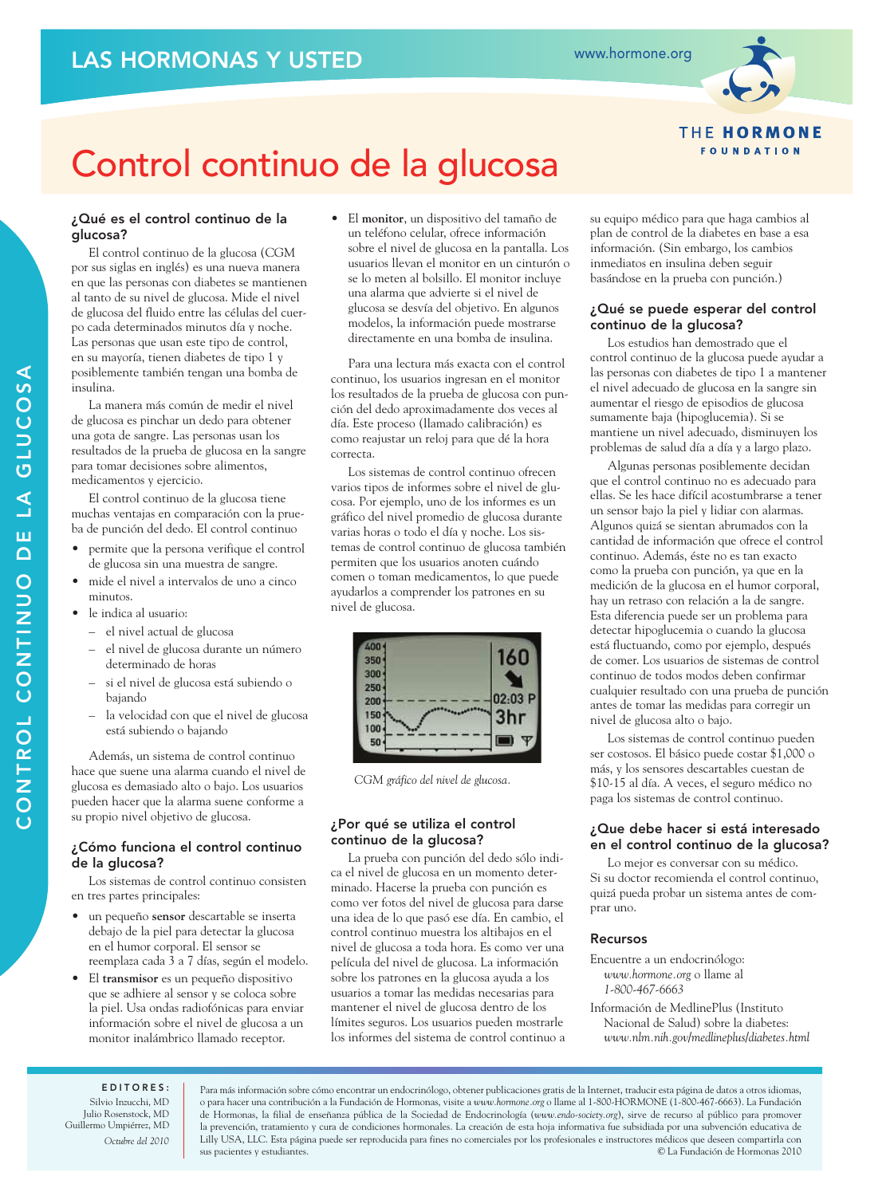# Control continuo de la glucosa

## ¿Qué es el control continuo de la glucosa?

El control continuo de la glucosa (CGM por sus siglas en inglés) es una nueva manera en que las personas con diabetes se mantienen al tanto de su nivel de glucosa. Mide el nivel de glucosa del fluido entre las células del cuerpo cada determinados minutos día y noche. Las personas que usan este tipo de control, en su mayoría, tienen diabetes de tipo 1 y posiblemente también tengan una bomba de insulina.

La manera más común de medir el nivel de glucosa es pinchar un dedo para obtener una gota de sangre. Las personas usan los resultados de la prueba de glucosa en la sangre para tomar decisiones sobre alimentos, medicamentos y ejercicio.

El control continuo de la glucosa tiene muchas ventajas en comparación con la prueba de punción del dedo. El control continuo

- permite que la persona verifique el control de glucosa sin una muestra de sangre.
- mide el nivel a intervalos de uno a cinco minutos.
- le indica al usuario:
  - el nivel actual de glucosa
  - el nivel de glucosa durante un número determinado de horas
  - si el nivel de glucosa está subiendo o bajando
  - la velocidad con que el nivel de glucosa está subiendo o bajando

Además, un sistema de control continuo hace que suene una alarma cuando el nivel de glucosa es demasiado alto o bajo. Los usuarios pueden hacer que la alarma suene conforme a su propio nivel objetivo de glucosa.

## ¿Cómo funciona el control continuo de la glucosa?

Los sistemas de control continuo consisten en tres partes principales:

- un pequeño **sensor** descartable se inserta debajo de la piel para detectar la glucosa en el humor corporal. El sensor se reemplaza cada 3 a 7 días, según el modelo.
- El **transmisor** es un pequeño dispositivo que se adhiere al sensor y se coloca sobre la piel. Usa ondas radiofónicas para enviar información sobre el nivel de glucosa a un monitor inalámbrico llamado receptor.
- El **monitor**, un dispositivo del tamaño de un teléfono celular, ofrece información sobre el nivel de glucosa en la pantalla. Los usuarios llevan el monitor en un cinturón o se lo meten al bolsillo. El monitor incluye una alarma que advierte si el nivel de glucosa se desvía del objetivo. En algunos modelos, la información puede mostrarse directamente en una bomba de insulina.

Para una lectura más exacta con el control continuo, los usuarios ingresan en el monitor los resultados de la prueba de glucosa con punción del dedo aproximadamente dos veces al día. Este proceso (llamado calibración) es como reajustar un reloj para que dé la hora correcta.

Los sistemas de control continuo ofrecen varios tipos de informes sobre el nivel de glucosa. Por ejemplo, uno de los informes es un gráfico del nivel promedio de glucosa durante varias horas o todo el día y noche. Los sistemas de control continuo de glucosa también permiten que los usuarios anoten cuándo comen o toman medicamentos, lo que puede ayudarlos a comprender los patrones en su nivel de glucosa.

400
350
300
250
200
150
100
50
160
02:03 P
3hr

*CGM gráfico del nivel de glucosa.*

## ¿Por qué se utiliza el control continuo de la glucosa?

La prueba con punción del dedo sólo indica el nivel de glucosa en un momento determinado. Hacerse la prueba con punción es como ver fotos del nivel de glucosa para darse una idea de lo que pasó ese día. En cambio, el control continuo muestra los altibajos en el nivel de glucosa a toda hora. Es como ver una película del nivel de glucosa. La información sobre los patrones en la glucosa ayuda a los usuarios a tomar las medidas necesarias para mantener el nivel de glucosa dentro de los límites seguros. Los usuarios pueden mostrarle los informes del sistema de control continuo a su equipo médico para que haga cambios al plan de control de la diabetes en base a esa información. (Sin embargo, los cambios inmediatos en insulina deben seguir basándose en la prueba con punción.)

## ¿Qué se puede esperar del control continuo de la glucosa?

Los estudios han demostrado que el control continuo de la glucosa puede ayudar a las personas con diabetes de tipo 1 a mantener el nivel adecuado de glucosa en la sangre sin aumentar el riesgo de episodios de glucosa sumamente baja (hipoglucemia). Si se mantiene un nivel adecuado, disminuyen los problemas de salud día a día y a largo plazo.

Algunas personas posiblemente decidan que el control continuo no es adecuado para ellas. Se les hace difícil acostumbrarse a tener un sensor bajo la piel y lidiar con alarmas. Algunos quizá se sientan abrumados con la cantidad de información que ofrece el control continuo. Además, éste no es tan exacto como la prueba con punción, ya que en la medición de la glucosa en el humor corporal, hay un retraso con relación a la de sangre. Esta diferencia puede ser un problema para detectar hipoglucemia o cuando la glucosa está fluctuando, como por ejemplo, después de comer. Los usuarios de sistemas de control continuo de todos modos deben confirmar cualquier resultado con una prueba de punción antes de tomar las medidas para corregir un nivel de glucosa alto o bajo.

Los sistemas de control continuo pueden ser costosos. El básico puede costar $1,000 o más, y los sensores descartables cuestan de $10-15 al día. A veces, el seguro médico no paga los sistemas de control continuo.

## ¿Que debe hacer si está interesado en el control continuo de la glucosa?

Lo mejor es conversar con su médico. Si su doctor recomienda el control continuo, quizá pueda probar un sistema antes de comprar uno.

## Recursos

Encuentre a un endocrinólogo: *www.hormone.org* o llame al *1-800-467-6663*

Información de MedlinePlus (Instituto Nacional de Salud) sobre la diabetes: *www.nlm.nih.gov/medlineplus/diabetes.html*

---

**EDITORES:**
Silvio Inzucchi, MD
Julio Rosenstock, MD
Guillermo Umpiérrez, MD
*Octubre del 2010*

Para más información sobre cómo encontrar un endocrinólogo, obtener publicaciones gratis de la Internet, traducir esta página de datos a otros idiomas, o para hacer una contribución a la Fundación de Hormonas, visite a *www.hormone.org* o llame al 1-800-HORMONE (1-800-467-6663). La Fundación de Hormonas, la filial de enseñanza pública de la Sociedad de Endocrinología (*www.endo-society.org*), sirve de recurso al público para promover la prevención, tratamiento y cura de condiciones hormonales. La creación de esta hoja informativa fue subsidiada por una subvención educativa de Lilly USA, LLC. Esta página puede ser reproducida para fines no comerciales por los profesionales e instructores médicos que deseen compartirla con sus pacientes y estudiantes.
© La Fundación de Hormonas 2010